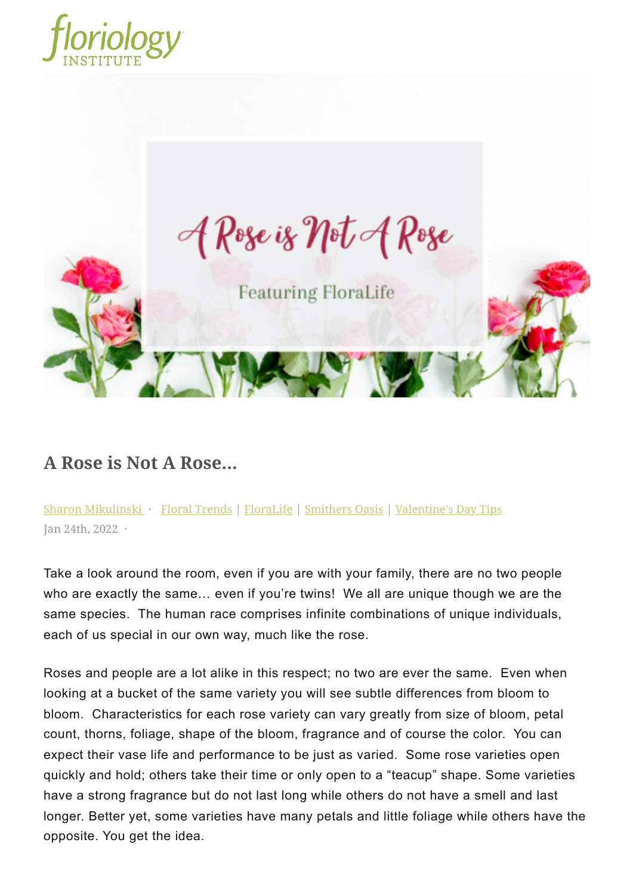floriology INSTITUTE

# A Rose is Not A Rose...

Sharon Mikulinski · Floral Trends | FloraLife | Smithers Oasis | Valentine's Day Tips
Jan 24th, 2022 ·

Take a look around the room, even if you are with your family, there are no two people who are exactly the same… even if you're twins! We all are unique though we are the same species. The human race comprises infinite combinations of unique individuals, each of us special in our own way, much like the rose.

Roses and people are a lot alike in this respect; no two are ever the same. Even when looking at a bucket of the same variety you will see subtle differences from bloom to bloom. Characteristics for each rose variety can vary greatly from size of bloom, petal count, thorns, foliage, shape of the bloom, fragrance and of course the color. You can expect their vase life and performance to be just as varied. Some rose varieties open quickly and hold; others take their time or only open to a "teacup" shape. Some varieties have a strong fragrance but do not last long while others do not have a smell and last longer. Better yet, some varieties have many petals and little foliage while others have the opposite. You get the idea.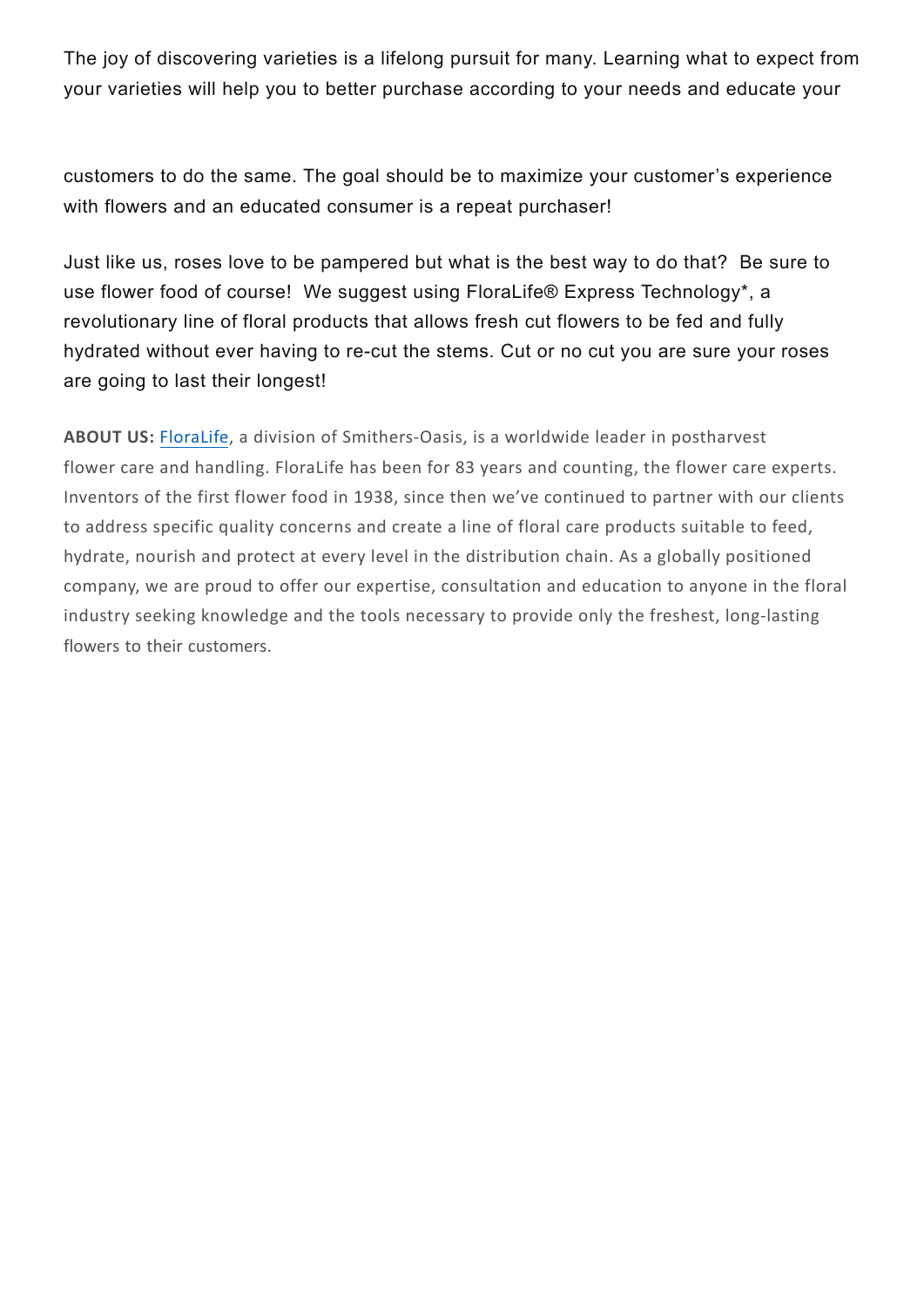The joy of discovering varieties is a lifelong pursuit for many. Learning what to expect from your varieties will help you to better purchase according to your needs and educate your customers to do the same. The goal should be to maximize your customer's experience with flowers and an educated consumer is a repeat purchaser!

Just like us, roses love to be pampered but what is the best way to do that?  Be sure to use flower food of course!  We suggest using FloraLife® Express Technology*, a revolutionary line of floral products that allows fresh cut flowers to be fed and fully hydrated without ever having to re-cut the stems. Cut or no cut you are sure your roses are going to last their longest!

**ABOUT US:** FloraLife, a division of Smithers-Oasis, is a worldwide leader in postharvest flower care and handling. FloraLife has been for 83 years and counting, the flower care experts. Inventors of the first flower food in 1938, since then we've continued to partner with our clients to address specific quality concerns and create a line of floral care products suitable to feed, hydrate, nourish and protect at every level in the distribution chain. As a globally positioned company, we are proud to offer our expertise, consultation and education to anyone in the floral industry seeking knowledge and the tools necessary to provide only the freshest, long-lasting flowers to their customers.